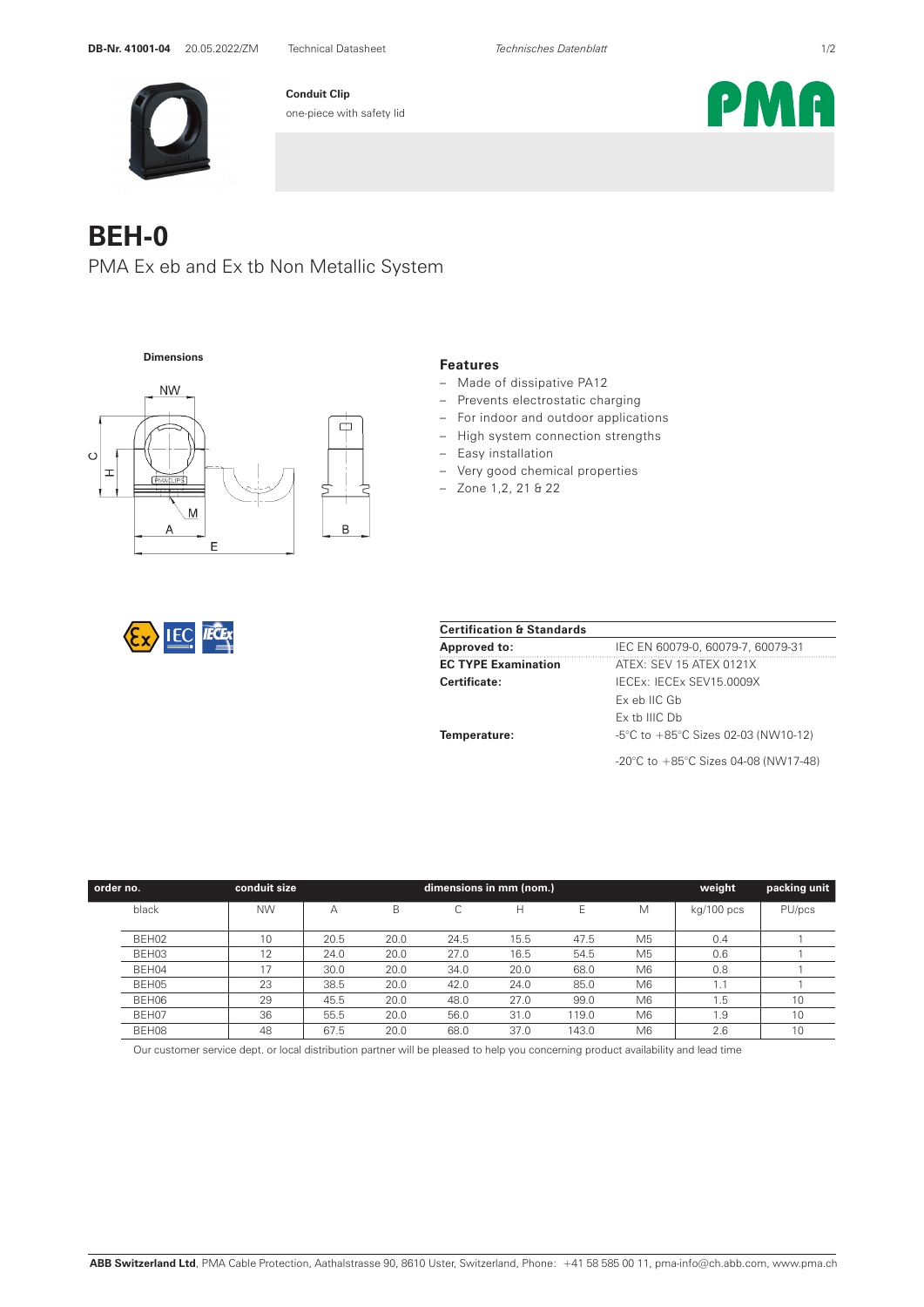**Conduit Clip**
one-piece with safety lid

# BEH-0

## PMA Ex eb and Ex tb Non Metallic System

**Dimensions**

### Features

- Made of dissipative PA12
- Prevents electrostatic charging
- For indoor and outdoor applications
- High system connection strengths
- Easy installation
- Very good chemical properties
- Zone 1,2, 21 & 22

| Certification & Standards | |
|---|---|
| **Approved to:** | IEC EN 60079-0, 60079-7, 60079-31 |
| **EC TYPE Examination** | ATEX: SEV 15 ATEX 0121X |
| **Certificate:** | IECEx: IECEx SEV15.0009X |
| | Ex eb IIC Gb |
| | Ex tb IIIC Db |
| **Temperature:** | -5°C to +85°C Sizes 02-03 (NW10-12) |
| | -20°C to +85°C Sizes 04-08 (NW17-48) |

| order no. | conduit size | dimensions in mm (nom.) | | | | | | weight | packing unit |
|---|---|---|---|---|---|---|---|---|---|
| black | NW | A | B | C | H | E | M | kg/100 pcs | PU/pcs |
| BEH02 | 10 | 20.5 | 20.0 | 24.5 | 15.5 | 47.5 | M5 | 0.4 | 1 |
| BEH03 | 12 | 24.0 | 20.0 | 27.0 | 16.5 | 54.5 | M5 | 0.6 | 1 |
| BEH04 | 17 | 30.0 | 20.0 | 34.0 | 20.0 | 68.0 | M6 | 0.8 | 1 |
| BEH05 | 23 | 38.5 | 20.0 | 42.0 | 24.0 | 85.0 | M6 | 1.1 | 1 |
| BEH06 | 29 | 45.5 | 20.0 | 48.0 | 27.0 | 99.0 | M6 | 1.5 | 10 |
| BEH07 | 36 | 55.5 | 20.0 | 56.0 | 31.0 | 119.0 | M6 | 1.9 | 10 |
| BEH08 | 48 | 67.5 | 20.0 | 68.0 | 37.0 | 143.0 | M6 | 2.6 | 10 |

Our customer service dept. or local distribution partner will be pleased to help you concerning product availability and lead time

**ABB Switzerland Ltd**, PMA Cable Protection, Aathalstrasse 90, 8610 Uster, Switzerland, Phone: +41 58 585 00 11, pma-info@ch.abb.com, www.pma.ch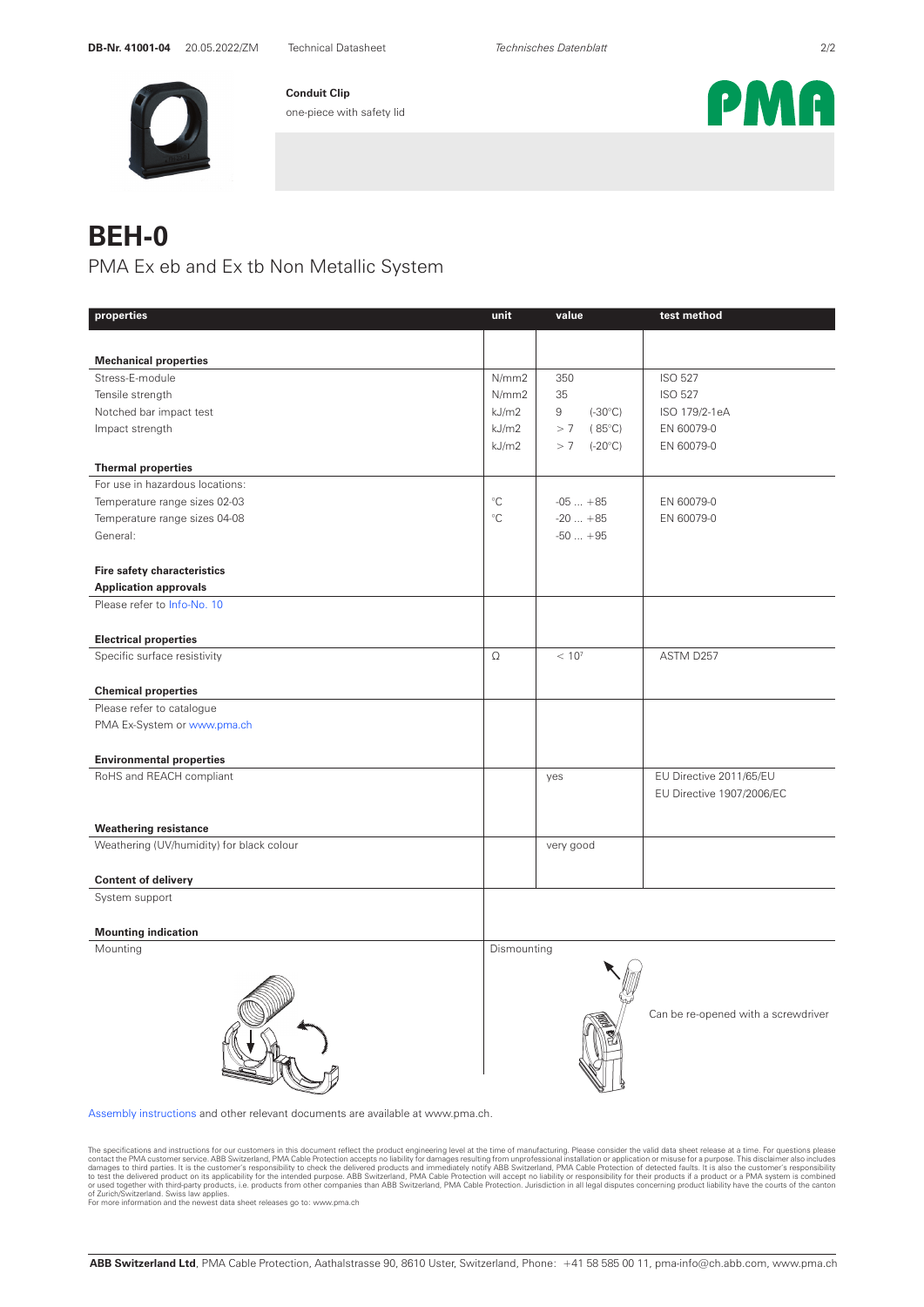**Conduit Clip**

one-piece with safety lid

# BEH-0

## PMA Ex eb and Ex tb Non Metallic System

| properties | unit | value | test method |
|---|---|---|---|
| **Mechanical properties** | | | |
| Stress-E-module | N/mm2 | 350 | ISO 527 |
| Tensile strength | N/mm2 | 35 | ISO 527 |
| Notched bar impact test | kJ/m2 | 9 (-30°C) | ISO 179/2-1eA |
| Impact strength | kJ/m2 | > 7 ( 85°C) | EN 60079-0 |
| | kJ/m2 | > 7 (-20°C) | EN 60079-0 |
| **Thermal properties** | | | |
| For use in hazardous locations: | | | |
| Temperature range sizes 02-03 | °C | -05 ... +85 | EN 60079-0 |
| Temperature range sizes 04-08 | °C | -20 ... +85 | EN 60079-0 |
| General: | | -50 ... +95 | |
| **Fire safety characteristics** | | | |
| **Application approvals** | | | |
| Please refer to Info-No. 10 | | | |
| **Electrical properties** | | | |
| Specific surface resistivity | Ω | $< 10^7$ | ASTM D257 |
| **Chemical properties** | | | |
| Please refer to catalogue PMA Ex-System or www.pma.ch | | | |
| **Environmental properties** | | | |
| RoHS and REACH compliant | | yes | EU Directive 2011/65/EU<br>EU Directive 1907/2006/EC |
| **Weathering resistance** | | | |
| Weathering (UV/humidity) for black colour | | very good | |
| **Content of delivery** | | | |
| System support | | | |

**Mounting indication**

Mounting

Dismounting

Can be re-opened with a screwdriver

Assembly instructions and other relevant documents are available at www.pma.ch.

The specifications and instructions for our customers in this document reflect the product engineering level at the time of manufacturing. Please consider the valid data sheet release at a time. For questions please contact the PMA customer service. ABB Switzerland, PMA Cable Protection accepts no liability for damages resulting from unprofessional installation or application or misuse for a purpose. This disclaimer also includes damages to third parties. It is the customer's responsibility to check the delivered products and immediately notify ABB Switzerland, PMA Cable Protection of detected faults. It is also the customer's responsibility to test the delivered product on its applicability for the intended purpose. ABB Switzerland, PMA Cable Protection will accept no liability or responsibility for their products if a product or a PMA system is combined or used together with third-party products, i.e. products from other companies than ABB Switzerland, PMA Cable Protection. Jurisdiction in all legal disputes concerning product liability have the courts of the canton of Zurich/Switzerland. Swiss law applies.
For more information and the newest data sheet releases go to: www.pma.ch

**ABB Switzerland Ltd**, PMA Cable Protection, Aathalstrasse 90, 8610 Uster, Switzerland, Phone: +41 58 585 00 11, pma-info@ch.abb.com, www.pma.ch